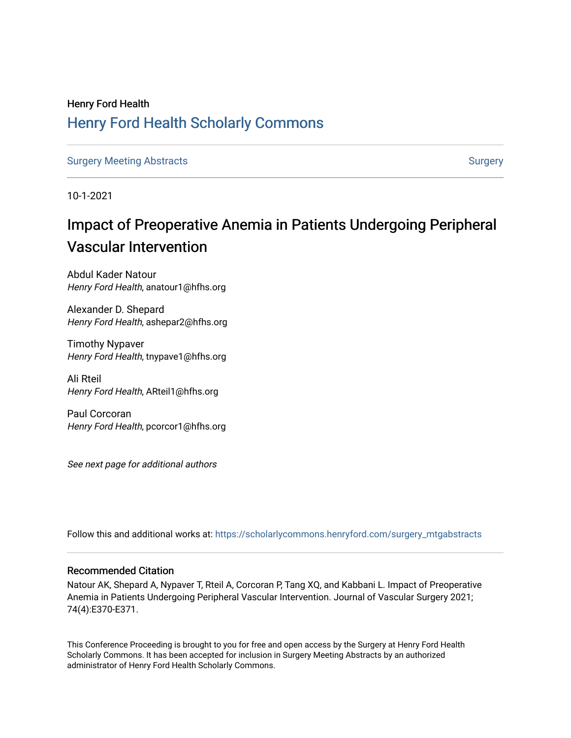Henry Ford Health

## Henry Ford Health Scholarly Commons

Surgery Meeting Abstracts | Surgery

10-1-2021

# Impact of Preoperative Anemia in Patients Undergoing Peripheral Vascular Intervention

Abdul Kader Natour
*Henry Ford Health*, anatour1@hfhs.org

Alexander D. Shepard
*Henry Ford Health*, ashepar2@hfhs.org

Timothy Nypaver
*Henry Ford Health*, tnypave1@hfhs.org

Ali Rteil
*Henry Ford Health*, ARteil1@hfhs.org

Paul Corcoran
*Henry Ford Health*, pcorcor1@hfhs.org

*See next page for additional authors*

Follow this and additional works at: https://scholarlycommons.henryford.com/surgery_mtgabstracts

### Recommended Citation

Natour AK, Shepard A, Nypaver T, Rteil A, Corcoran P, Tang XQ, and Kabbani L. Impact of Preoperative Anemia in Patients Undergoing Peripheral Vascular Intervention. Journal of Vascular Surgery 2021; 74(4):E370-E371.

This Conference Proceeding is brought to you for free and open access by the Surgery at Henry Ford Health Scholarly Commons. It has been accepted for inclusion in Surgery Meeting Abstracts by an authorized administrator of Henry Ford Health Scholarly Commons.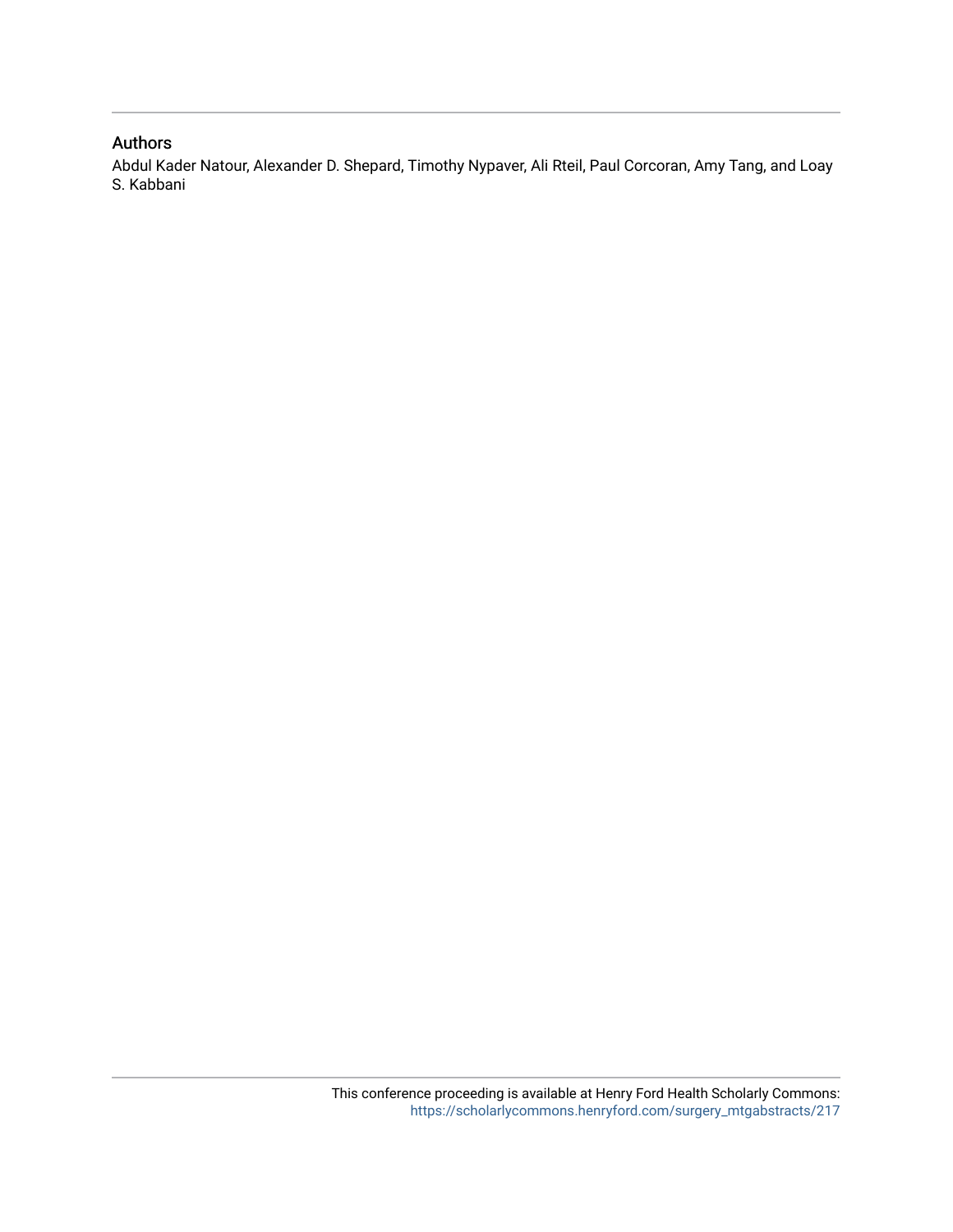## Authors

Abdul Kader Natour, Alexander D. Shepard, Timothy Nypaver, Ali Rteil, Paul Corcoran, Amy Tang, and Loay S. Kabbani

This conference proceeding is available at Henry Ford Health Scholarly Commons: https://scholarlycommons.henryford.com/surgery_mtgabstracts/217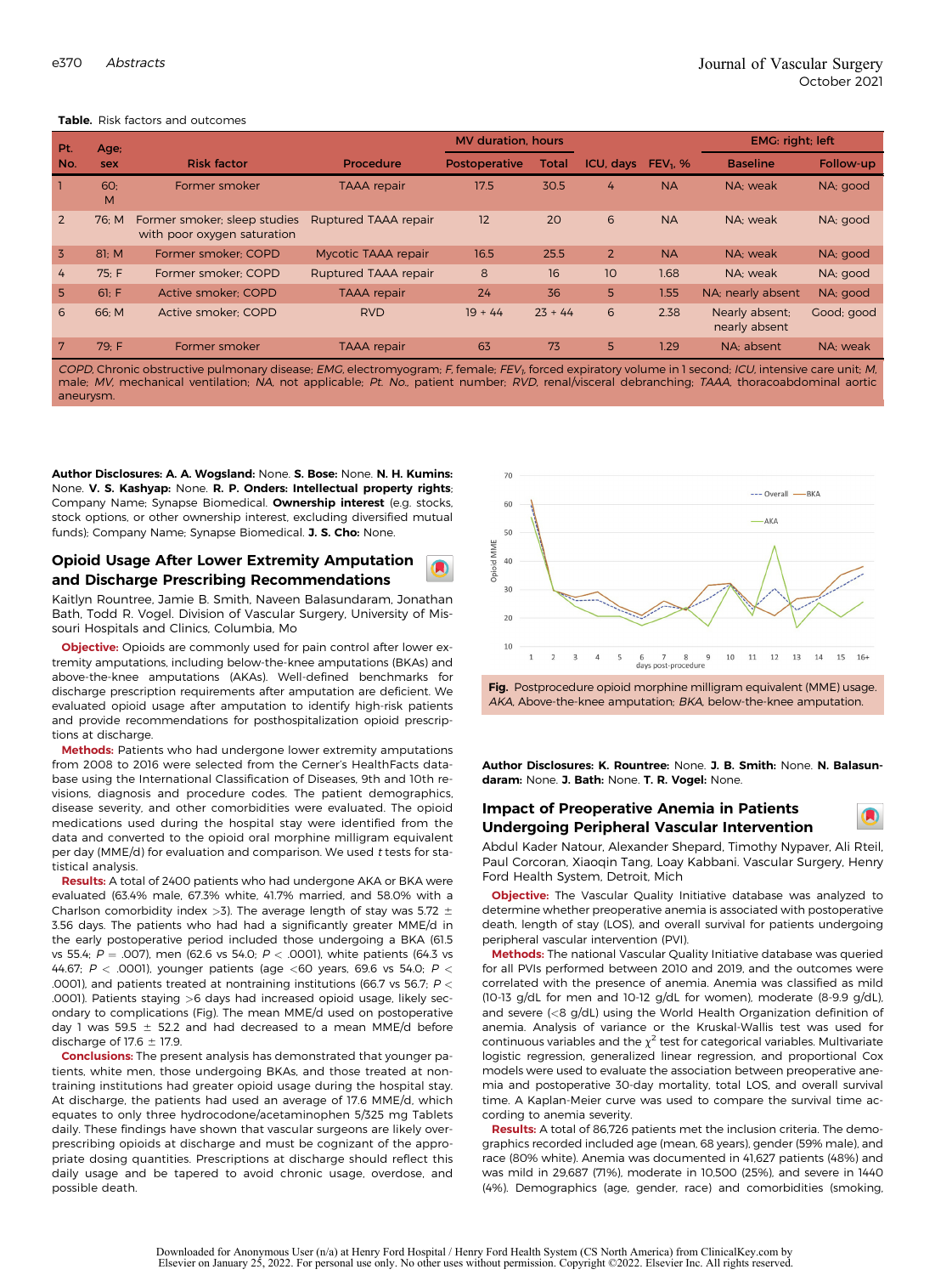**Table.** Risk factors and outcomes

| Pt. No. | Age; sex | Risk factor | Procedure | MV duration, hours | | ICU, days | $FEV_1$, % | EMG: right; left | |
|---|---|---|---|---|---|---|---|---|---|
| | | | | Postoperative | Total | | | Baseline | Follow-up |
| 1 | 60; M | Former smoker | TAAA repair | 17.5 | 30.5 | 4 | NA | NA; weak | NA; good |
| 2 | 76; M | Former smoker; sleep studies with poor oxygen saturation | Ruptured TAAA repair | 12 | 20 | 6 | NA | NA; weak | NA; good |
| 3 | 81; M | Former smoker; COPD | Mycotic TAAA repair | 16.5 | 25.5 | 2 | NA | NA; weak | NA; good |
| 4 | 75; F | Former smoker; COPD | Ruptured TAAA repair | 8 | 16 | 10 | 1.68 | NA; weak | NA; good |
| 5 | 61; F | Active smoker; COPD | TAAA repair | 24 | 36 | 5 | 1.55 | NA; nearly absent | NA; good |
| 6 | 66; M | Active smoker; COPD | RVD | 19 + 44 | 23 + 44 | 6 | 2.38 | Nearly absent; nearly absent | Good; good |
| 7 | 79; F | Former smoker | TAAA repair | 63 | 73 | 5 | 1.29 | NA; absent | NA; weak |

*COPD*, Chronic obstructive pulmonary disease; *EMG*, electromyogram; *F*, female; *$FEV_1$*, forced expiratory volume in 1 second; *ICU*, intensive care unit; *M*, male; *MV*, mechanical ventilation; *NA*, not applicable; *Pt. No.*, patient number; *RVD*, renal/visceral debranching; *TAAA*, thoracoabdominal aortic aneurysm.

**Author Disclosures: A. A. Wogsland:** None. **S. Bose:** None. **N. H. Kumins:** None. **V. S. Kashyap:** None. **R. P. Onders: Intellectual property rights**; Company Name; Synapse Biomedical. **Ownership interest** (e.g. stocks, stock options, or other ownership interest, excluding diversified mutual funds); Company Name; Synapse Biomedical. **J. S. Cho:** None.

## Opioid Usage After Lower Extremity Amputation and Discharge Prescribing Recommendations

Kaitlyn Rountree, Jamie B. Smith, Naveen Balasundaram, Jonathan Bath, Todd R. Vogel. Division of Vascular Surgery, University of Missouri Hospitals and Clinics, Columbia, Mo

**Objective:** Opioids are commonly used for pain control after lower extremity amputations, including below-the-knee amputations (BKAs) and above-the-knee amputations (AKAs). Well-defined benchmarks for discharge prescription requirements after amputation are deficient. We evaluated opioid usage after amputation to identify high-risk patients and provide recommendations for posthospitalization opioid prescriptions at discharge.

**Methods:** Patients who had undergone lower extremity amputations from 2008 to 2016 were selected from the Cerner's HealthFacts database using the International Classification of Diseases, 9th and 10th revisions, diagnosis and procedure codes. The patient demographics, disease severity, and other comorbidities were evaluated. The opioid medications used during the hospital stay were identified from the data and converted to the opioid oral morphine milligram equivalent per day (MME/d) for evaluation and comparison. We used *t* tests for statistical analysis.

**Results:** A total of 2400 patients who had undergone AKA or BKA were evaluated (63.4% male, 67.3% white, 41.7% married, and 58.0% with a Charlson comorbidity index >3). The average length of stay was 5.72 ± 3.56 days. The patients who had had a significantly greater MME/d in the early postoperative period included those undergoing a BKA (61.5 vs 55.4; $P = .007$), men (62.6 vs 54.0; $P < .0001$), white patients (64.3 vs 44.67; $P < .0001$), younger patients (age <60 years, 69.6 vs 54.0; $P < .0001$), and patients treated at nontraining institutions (66.7 vs 56.7; $P < .0001$). Patients staying >6 days had increased opioid usage, likely secondary to complications (Fig). The mean MME/d used on postoperative day 1 was 59.5 ± 52.2 and had decreased to a mean MME/d before discharge of 17.6 ± 17.9.

**Conclusions:** The present analysis has demonstrated that younger patients, white men, those undergoing BKAs, and those treated at nontraining institutions had greater opioid usage during the hospital stay. At discharge, the patients had used an average of 17.6 MME/d, which equates to only three hydrocodone/acetaminophen 5/325 mg Tablets daily. These findings have shown that vascular surgeons are likely overprescribing opioids at discharge and must be cognizant of the appropriate dosing quantities. Prescriptions at discharge should reflect this daily usage and be tapered to avoid chronic usage, overdose, and possible death.

**Fig.** Postprocedure opioid morphine milligram equivalent (MME) usage. *AKA*, Above-the-knee amputation; *BKA*, below-the-knee amputation.

**Author Disclosures: K. Rountree:** None. **J. B. Smith:** None. **N. Balasundaram:** None. **J. Bath:** None. **T. R. Vogel:** None.

## Impact of Preoperative Anemia in Patients Undergoing Peripheral Vascular Intervention

Abdul Kader Natour, Alexander Shepard, Timothy Nypaver, Ali Rteil, Paul Corcoran, Xiaoqin Tang, Loay Kabbani. Vascular Surgery, Henry Ford Health System, Detroit, Mich

**Objective:** The Vascular Quality Initiative database was analyzed to determine whether preoperative anemia is associated with postoperative death, length of stay (LOS), and overall survival for patients undergoing peripheral vascular intervention (PVI).

**Methods:** The national Vascular Quality Initiative database was queried for all PVIs performed between 2010 and 2019, and the outcomes were correlated with the presence of anemia. Anemia was classified as mild (10-13 g/dL for men and 10-12 g/dL for women), moderate (8-9.9 g/dL), and severe (<8 g/dL) using the World Health Organization definition of anemia. Analysis of variance or the Kruskal-Wallis test was used for continuous variables and the $\chi^2$ test for categorical variables. Multivariate logistic regression, generalized linear regression, and proportional Cox models were used to evaluate the association between preoperative anemia and postoperative 30-day mortality, total LOS, and overall survival time. A Kaplan-Meier curve was used to compare the survival time according to anemia severity.

**Results:** A total of 86,726 patients met the inclusion criteria. The demographics recorded included age (mean, 68 years), gender (59% male), and race (80% white). Anemia was documented in 41,627 patients (48%) and was mild in 29,687 (71%), moderate in 10,500 (25%), and severe in 1440 (4%). Demographics (age, gender, race) and comorbidities (smoking,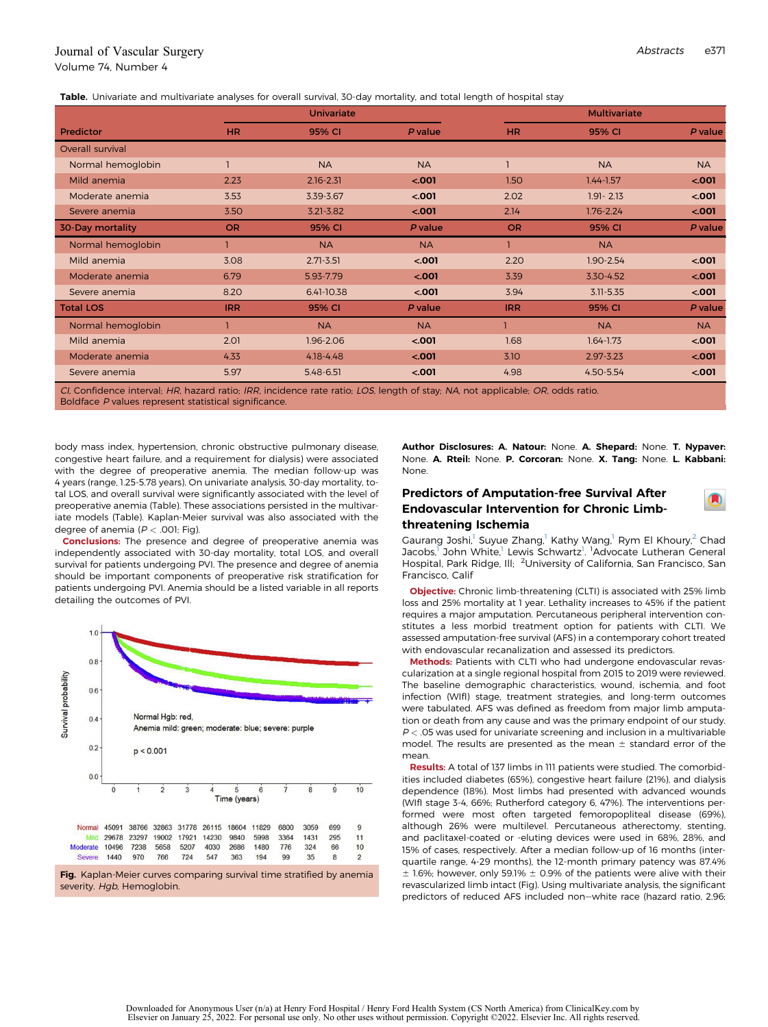**Table.** Univariate and multivariate analyses for overall survival, 30-day mortality, and total length of hospital stay

| | Univariate | | | Multivariate | | |
|---|---|---|---|---|---|---|
| Predictor | HR | 95% CI | *P* value | HR | 95% CI | *P* value |
| Overall survival | | | | | | |
| Normal hemoglobin | 1 | NA | NA | 1 | NA | NA |
| Mild anemia | 2.23 | 2.16-2.31 | **<.001** | 1.50 | 1.44-1.57 | **<.001** |
| Moderate anemia | 3.53 | 3.39-3.67 | **<.001** | 2.02 | 1.91- 2.13 | **<.001** |
| Severe anemia | 3.50 | 3.21-3.82 | **<.001** | 2.14 | 1.76-2.24 | **<.001** |
| **30-Day mortality** | **OR** | **95% CI** | ***P* value** | **OR** | **95% CI** | ***P* value** |
| Normal hemoglobin | 1 | NA | NA | 1 | NA | |
| Mild anemia | 3.08 | 2.71-3.51 | **<.001** | 2.20 | 1.90-2.54 | **<.001** |
| Moderate anemia | 6.79 | 5.93-7.79 | **<.001** | 3.39 | 3.30-4.52 | **<.001** |
| Severe anemia | 8.20 | 6.41-10.38 | **<.001** | 3.94 | 3.11-5.35 | **<.001** |
| **Total LOS** | **IRR** | **95% CI** | ***P* value** | **IRR** | **95% CI** | ***P* value** |
| Normal hemoglobin | 1 | NA | NA | 1 | NA | NA |
| Mild anemia | 2.01 | 1.96-2.06 | **<.001** | 1.68 | 1.64-1.73 | **<.001** |
| Moderate anemia | 4.33 | 4.18-4.48 | **<.001** | 3.10 | 2.97-3.23 | **<.001** |
| Severe anemia | 5.97 | 5.48-6.51 | **<.001** | 4.98 | 4.50-5.54 | **<.001** |

*CI*, Confidence interval; *HR*, hazard ratio; *IRR*, incidence rate ratio; *LOS*, length of stay; *NA*, not applicable; *OR*, odds ratio.
Boldface *P* values represent statistical significance.

body mass index, hypertension, chronic obstructive pulmonary disease, congestive heart failure, and a requirement for dialysis) were associated with the degree of preoperative anemia. The median follow-up was 4 years (range, 1.25-5.78 years). On univariate analysis, 30-day mortality, total LOS, and overall survival were significantly associated with the level of preoperative anemia (Table). These associations persisted in the multivariate models (Table). Kaplan-Meier survival was also associated with the degree of anemia ($P < .001$; Fig).

**Conclusions:** The presence and degree of preoperative anemia was independently associated with 30-day mortality, total LOS, and overall survival for patients undergoing PVI. The presence and degree of anemia should be important components of preoperative risk stratification for patients undergoing PVI. Anemia should be a listed variable in all reports detailing the outcomes of PVI.

Survival probability
1.0
0.8
0.6
0.4
0.2
0.0
Normal Hgb: red,
Anemia mild: green; moderate: blue; severe: purple
p < 0.001
0 1 2 3 4 5 6 7 8 9 10
Time (years)
Normal 45091 38766 32863 31778 26115 18604 11829 6800 3059 699 9
Mild 29678 23297 19002 17921 14230 9840 5998 3364 1431 295 11
Moderate 10496 7238 5658 5207 4030 2686 1480 776 324 66 10
Severe 1440 970 766 724 547 363 194 99 35 8 2

**Fig.** Kaplan-Meier curves comparing survival time stratified by anemia severity. *Hgb*, Hemoglobin.

**Author Disclosures: A. Natour:** None. **A. Shepard:** None. **T. Nypaver:** None. **A. Rteil:** None. **P. Corcoran:** None. **X. Tang:** None. **L. Kabbani:** None.

## Predictors of Amputation-free Survival After Endovascular Intervention for Chronic Limb-threatening Ischemia

Gaurang Joshi,[1] Suyue Zhang,[1] Kathy Wang,[1] Rym El Khoury,[2] Chad Jacobs,[1] John White,[1] Lewis Schwartz[1]. [1]Advocate Lutheran General Hospital, Park Ridge, Ill; [2]University of California, San Francisco, San Francisco, Calif

**Objective:** Chronic limb-threatening (CLTI) is associated with 25% limb loss and 25% mortality at 1 year. Lethality increases to 45% if the patient requires a major amputation. Percutaneous peripheral intervention constitutes a less morbid treatment option for patients with CLTI. We assessed amputation-free survival (AFS) in a contemporary cohort treated with endovascular recanalization and assessed its predictors.

**Methods:** Patients with CLTI who had undergone endovascular revascularization at a single regional hospital from 2015 to 2019 were reviewed. The baseline demographic characteristics, wound, ischemia, and foot infection (WIfI) stage, treatment strategies, and long-term outcomes were tabulated. AFS was defined as freedom from major limb amputation or death from any cause and was the primary endpoint of our study. $P < .05$ was used for univariate screening and inclusion in a multivariable model. The results are presented as the mean ± standard error of the mean.

**Results:** A total of 137 limbs in 111 patients were studied. The comorbidities included diabetes (65%), congestive heart failure (21%), and dialysis dependence (18%). Most limbs had presented with advanced wounds (WIfI stage 3-4, 66%; Rutherford category 6, 47%). The interventions performed were most often targeted femoropopliteal disease (69%), although 26% were multilevel. Percutaneous atherectomy, stenting, and paclitaxel-coated or -eluting devices were used in 68%, 28%, and 15% of cases, respectively. After a median follow-up of 16 months (interquartile range, 4-29 months), the 12-month primary patency was 87.4% ± 1.6%; however, only 59.1% ± 0.9% of the patients were alive with their revascularized limb intact (Fig). Using multivariate analysis, the significant predictors of reduced AFS included non–white race (hazard ratio, 2.96;